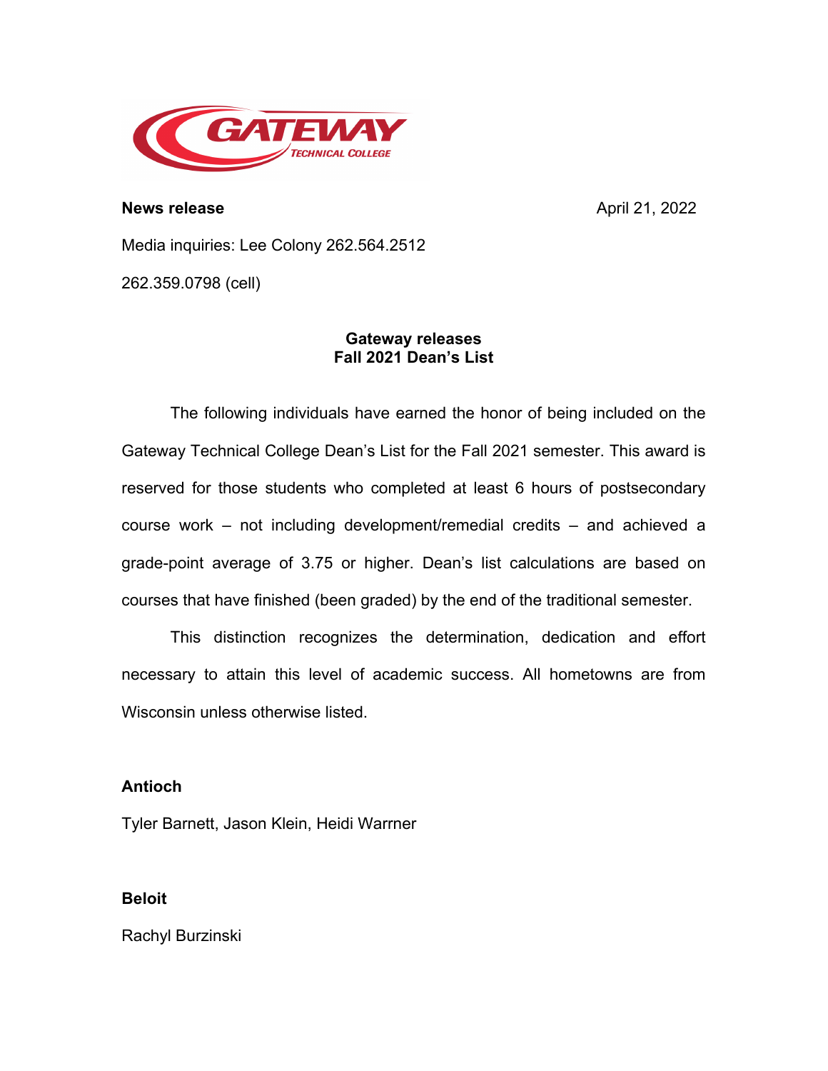**News release** April 21, 2022

Media inquiries: Lee Colony 262.564.2512

262.359.0798 (cell)

## Gateway releases Fall 2021 Dean's List

The following individuals have earned the honor of being included on the Gateway Technical College Dean's List for the Fall 2021 semester. This award is reserved for those students who completed at least 6 hours of postsecondary course work – not including development/remedial credits – and achieved a grade-point average of 3.75 or higher. Dean's list calculations are based on courses that have finished (been graded) by the end of the traditional semester.

This distinction recognizes the determination, dedication and effort necessary to attain this level of academic success. All hometowns are from Wisconsin unless otherwise listed.

**Antioch**

Tyler Barnett, Jason Klein, Heidi Warrner

**Beloit**

Rachyl Burzinski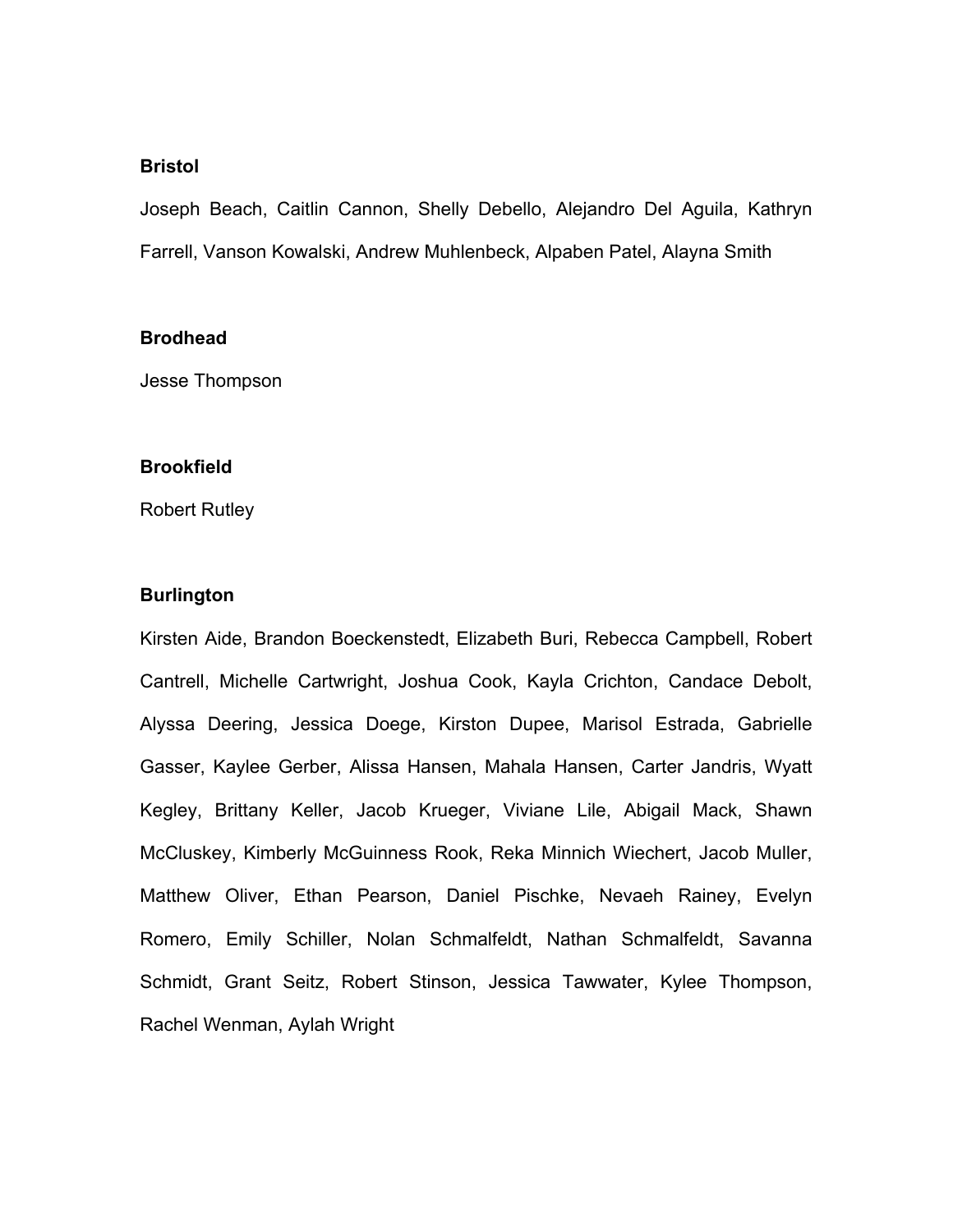**Bristol**

Joseph Beach, Caitlin Cannon, Shelly Debello, Alejandro Del Aguila, Kathryn Farrell, Vanson Kowalski, Andrew Muhlenbeck, Alpaben Patel, Alayna Smith

**Brodhead**

Jesse Thompson

**Brookfield**

Robert Rutley

**Burlington**

Kirsten Aide, Brandon Boeckenstedt, Elizabeth Buri, Rebecca Campbell, Robert Cantrell, Michelle Cartwright, Joshua Cook, Kayla Crichton, Candace Debolt, Alyssa Deering, Jessica Doege, Kirston Dupee, Marisol Estrada, Gabrielle Gasser, Kaylee Gerber, Alissa Hansen, Mahala Hansen, Carter Jandris, Wyatt Kegley, Brittany Keller, Jacob Krueger, Viviane Lile, Abigail Mack, Shawn McCluskey, Kimberly McGuinness Rook, Reka Minnich Wiechert, Jacob Muller, Matthew Oliver, Ethan Pearson, Daniel Pischke, Nevaeh Rainey, Evelyn Romero, Emily Schiller, Nolan Schmalfeldt, Nathan Schmalfeldt, Savanna Schmidt, Grant Seitz, Robert Stinson, Jessica Tawwater, Kylee Thompson, Rachel Wenman, Aylah Wright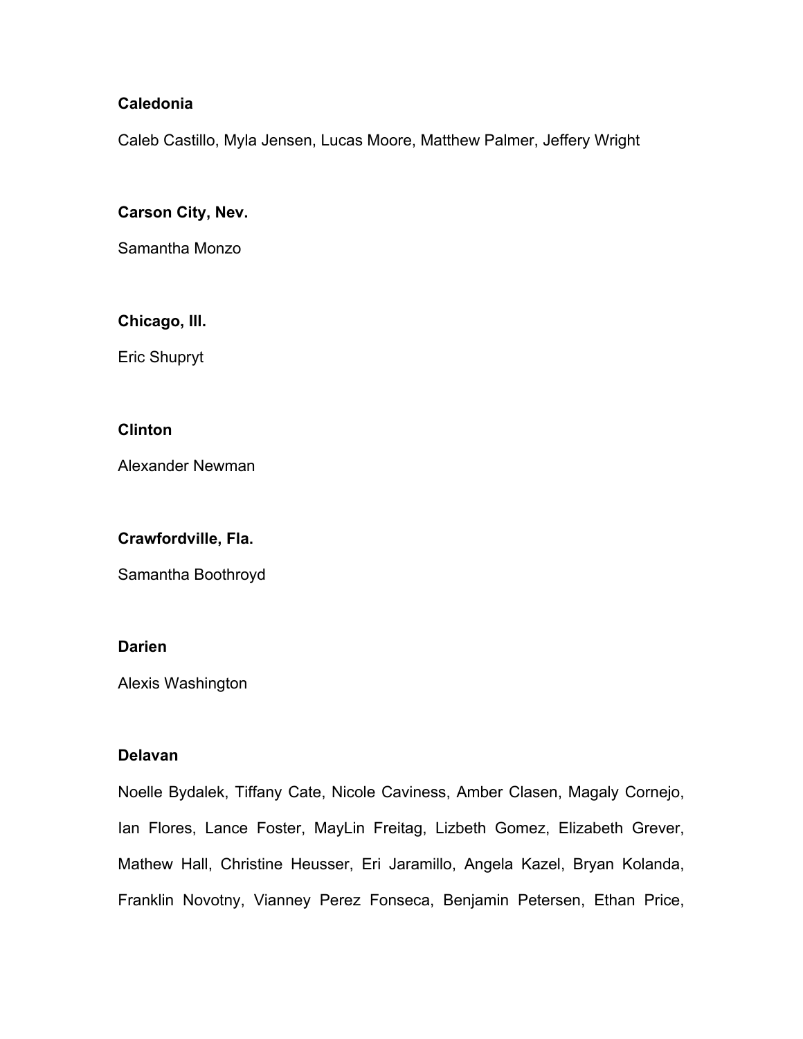**Caledonia**

Caleb Castillo, Myla Jensen, Lucas Moore, Matthew Palmer, Jeffery Wright

**Carson City, Nev.**

Samantha Monzo

**Chicago, Ill.**

Eric Shupryt

**Clinton**

Alexander Newman

**Crawfordville, Fla.**

Samantha Boothroyd

**Darien**

Alexis Washington

**Delavan**

Noelle Bydalek, Tiffany Cate, Nicole Caviness, Amber Clasen, Magaly Cornejo, Ian Flores, Lance Foster, MayLin Freitag, Lizbeth Gomez, Elizabeth Grever, Mathew Hall, Christine Heusser, Eri Jaramillo, Angela Kazel, Bryan Kolanda, Franklin Novotny, Vianney Perez Fonseca, Benjamin Petersen, Ethan Price,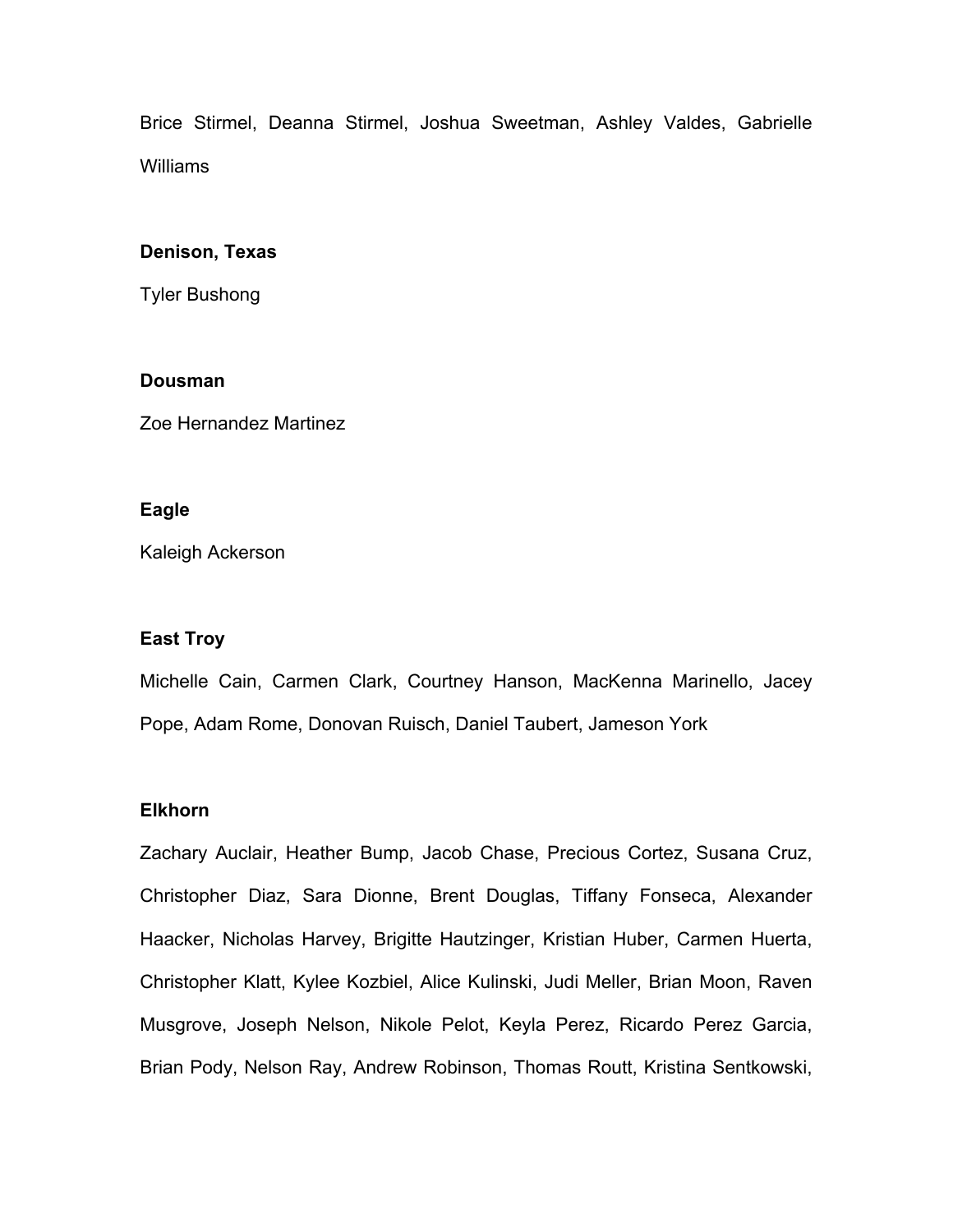Brice Stirmel, Deanna Stirmel, Joshua Sweetman, Ashley Valdes, Gabrielle Williams

**Denison, Texas**

Tyler Bushong

**Dousman**

Zoe Hernandez Martinez

**Eagle**

Kaleigh Ackerson

**East Troy**

Michelle Cain, Carmen Clark, Courtney Hanson, MacKenna Marinello, Jacey Pope, Adam Rome, Donovan Ruisch, Daniel Taubert, Jameson York

**Elkhorn**

Zachary Auclair, Heather Bump, Jacob Chase, Precious Cortez, Susana Cruz, Christopher Diaz, Sara Dionne, Brent Douglas, Tiffany Fonseca, Alexander Haacker, Nicholas Harvey, Brigitte Hautzinger, Kristian Huber, Carmen Huerta, Christopher Klatt, Kylee Kozbiel, Alice Kulinski, Judi Meller, Brian Moon, Raven Musgrove, Joseph Nelson, Nikole Pelot, Keyla Perez, Ricardo Perez Garcia, Brian Pody, Nelson Ray, Andrew Robinson, Thomas Routt, Kristina Sentkowski,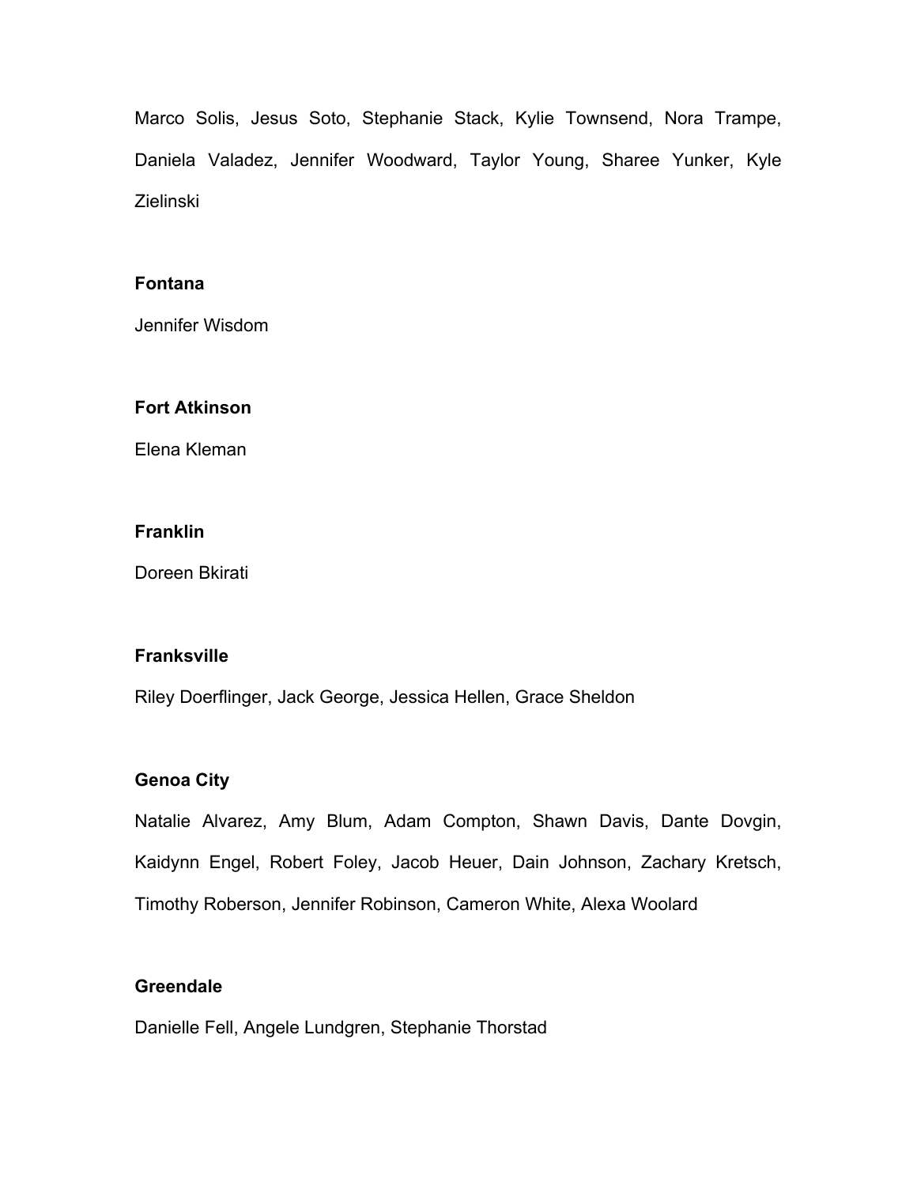Marco Solis, Jesus Soto, Stephanie Stack, Kylie Townsend, Nora Trampe, Daniela Valadez, Jennifer Woodward, Taylor Young, Sharee Yunker, Kyle Zielinski

**Fontana**

Jennifer Wisdom

**Fort Atkinson**

Elena Kleman

**Franklin**

Doreen Bkirati

**Franksville**

Riley Doerflinger, Jack George, Jessica Hellen, Grace Sheldon

**Genoa City**

Natalie Alvarez, Amy Blum, Adam Compton, Shawn Davis, Dante Dovgin, Kaidynn Engel, Robert Foley, Jacob Heuer, Dain Johnson, Zachary Kretsch, Timothy Roberson, Jennifer Robinson, Cameron White, Alexa Woolard

**Greendale**

Danielle Fell, Angele Lundgren, Stephanie Thorstad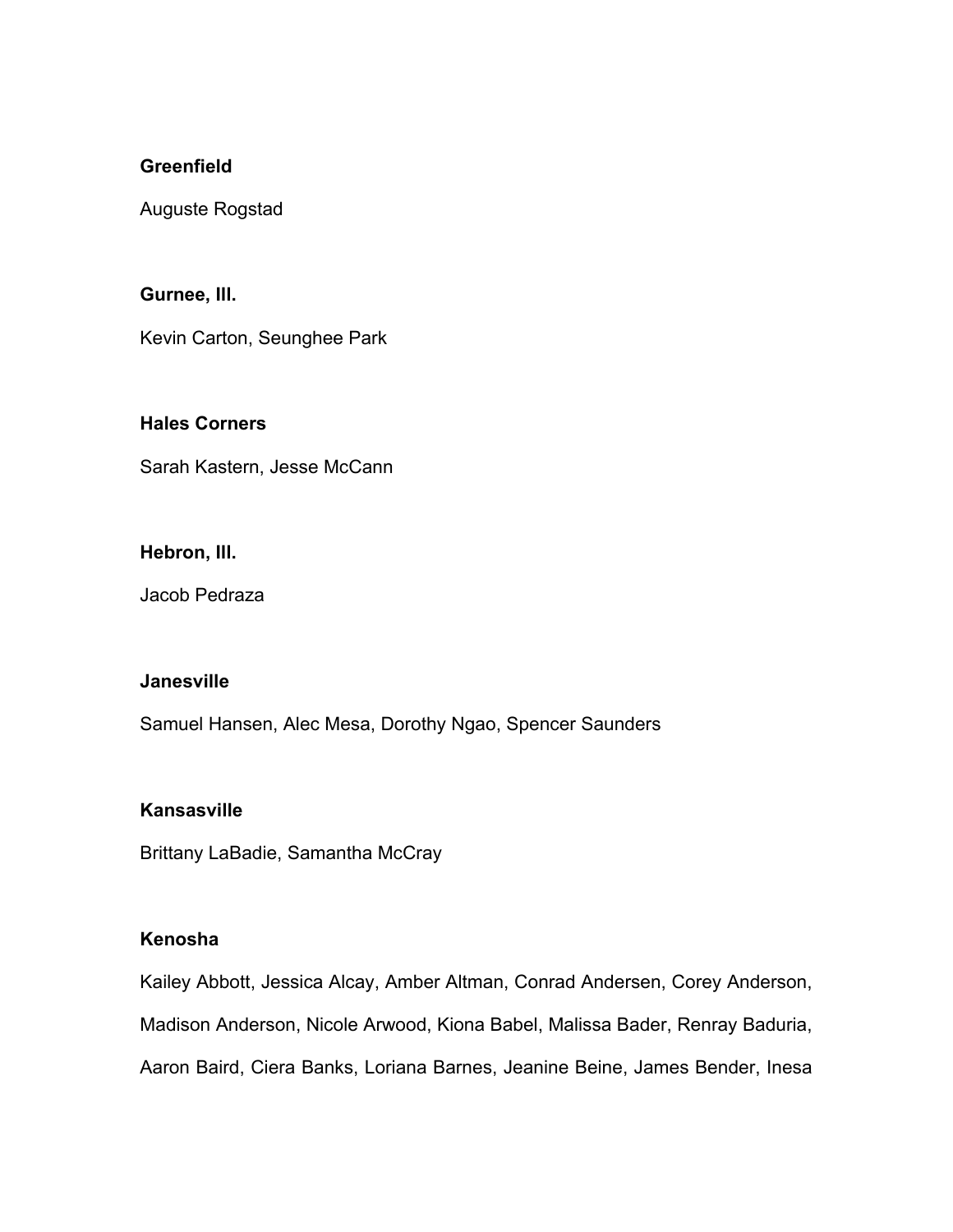**Greenfield**

Auguste Rogstad

**Gurnee, Ill.**

Kevin Carton, Seunghee Park

**Hales Corners**

Sarah Kastern, Jesse McCann

**Hebron, Ill.**

Jacob Pedraza

**Janesville**

Samuel Hansen, Alec Mesa, Dorothy Ngao, Spencer Saunders

**Kansasville**

Brittany LaBadie, Samantha McCray

**Kenosha**

Kailey Abbott, Jessica Alcay, Amber Altman, Conrad Andersen, Corey Anderson, Madison Anderson, Nicole Arwood, Kiona Babel, Malissa Bader, Renray Baduria, Aaron Baird, Ciera Banks, Loriana Barnes, Jeanine Beine, James Bender, Inesa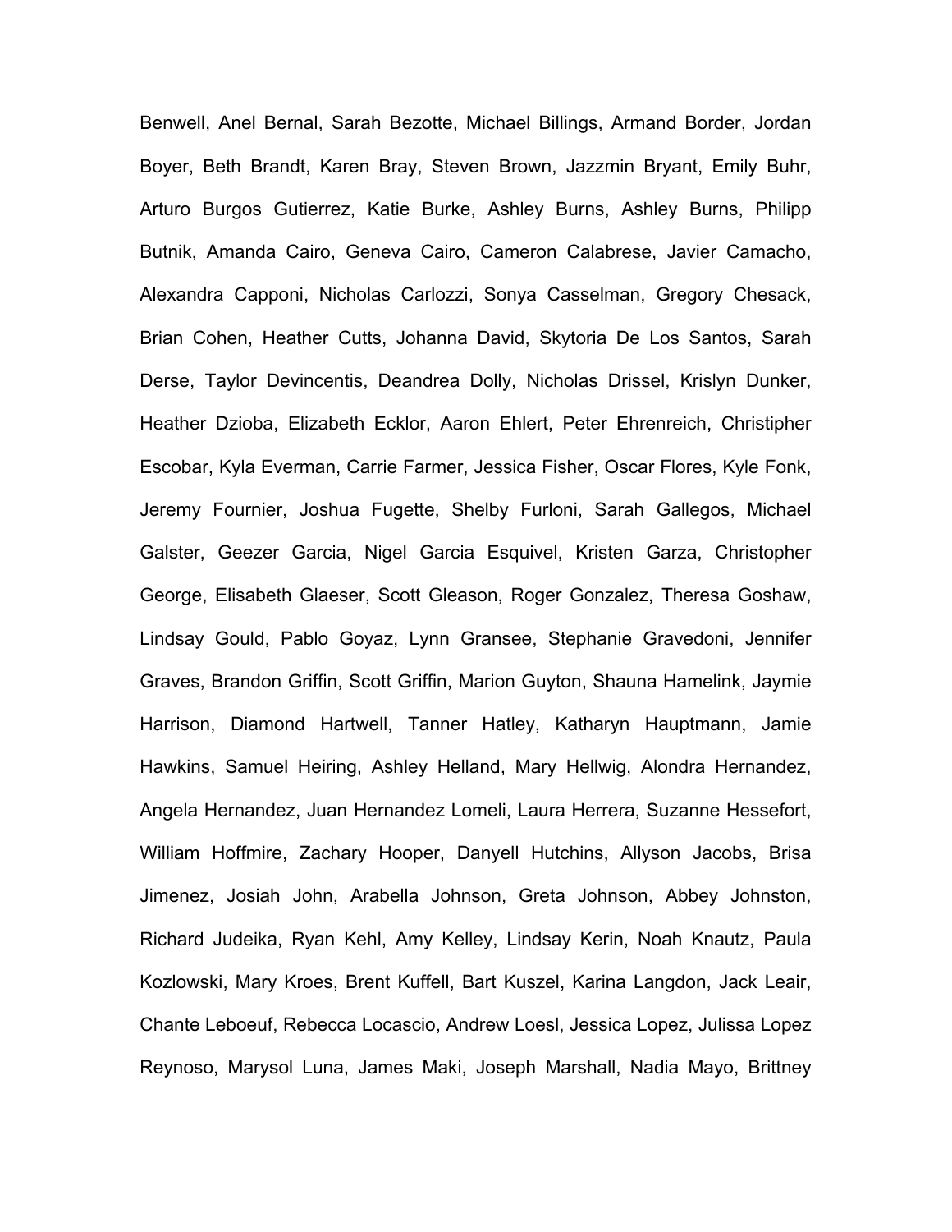Benwell, Anel Bernal, Sarah Bezotte, Michael Billings, Armand Border, Jordan Boyer, Beth Brandt, Karen Bray, Steven Brown, Jazzmin Bryant, Emily Buhr, Arturo Burgos Gutierrez, Katie Burke, Ashley Burns, Ashley Burns, Philipp Butnik, Amanda Cairo, Geneva Cairo, Cameron Calabrese, Javier Camacho, Alexandra Capponi, Nicholas Carlozzi, Sonya Casselman, Gregory Chesack, Brian Cohen, Heather Cutts, Johanna David, Skytoria De Los Santos, Sarah Derse, Taylor Devincentis, Deandrea Dolly, Nicholas Drissel, Krislyn Dunker, Heather Dzioba, Elizabeth Ecklor, Aaron Ehlert, Peter Ehrenreich, Christipher Escobar, Kyla Everman, Carrie Farmer, Jessica Fisher, Oscar Flores, Kyle Fonk, Jeremy Fournier, Joshua Fugette, Shelby Furloni, Sarah Gallegos, Michael Galster, Geezer Garcia, Nigel Garcia Esquivel, Kristen Garza, Christopher George, Elisabeth Glaeser, Scott Gleason, Roger Gonzalez, Theresa Goshaw, Lindsay Gould, Pablo Goyaz, Lynn Gransee, Stephanie Gravedoni, Jennifer Graves, Brandon Griffin, Scott Griffin, Marion Guyton, Shauna Hamelink, Jaymie Harrison, Diamond Hartwell, Tanner Hatley, Katharyn Hauptmann, Jamie Hawkins, Samuel Heiring, Ashley Helland, Mary Hellwig, Alondra Hernandez, Angela Hernandez, Juan Hernandez Lomeli, Laura Herrera, Suzanne Hessefort, William Hoffmire, Zachary Hooper, Danyell Hutchins, Allyson Jacobs, Brisa Jimenez, Josiah John, Arabella Johnson, Greta Johnson, Abbey Johnston, Richard Judeika, Ryan Kehl, Amy Kelley, Lindsay Kerin, Noah Knautz, Paula Kozlowski, Mary Kroes, Brent Kuffell, Bart Kuszel, Karina Langdon, Jack Leair, Chante Leboeuf, Rebecca Locascio, Andrew Loesl, Jessica Lopez, Julissa Lopez Reynoso, Marysol Luna, James Maki, Joseph Marshall, Nadia Mayo, Brittney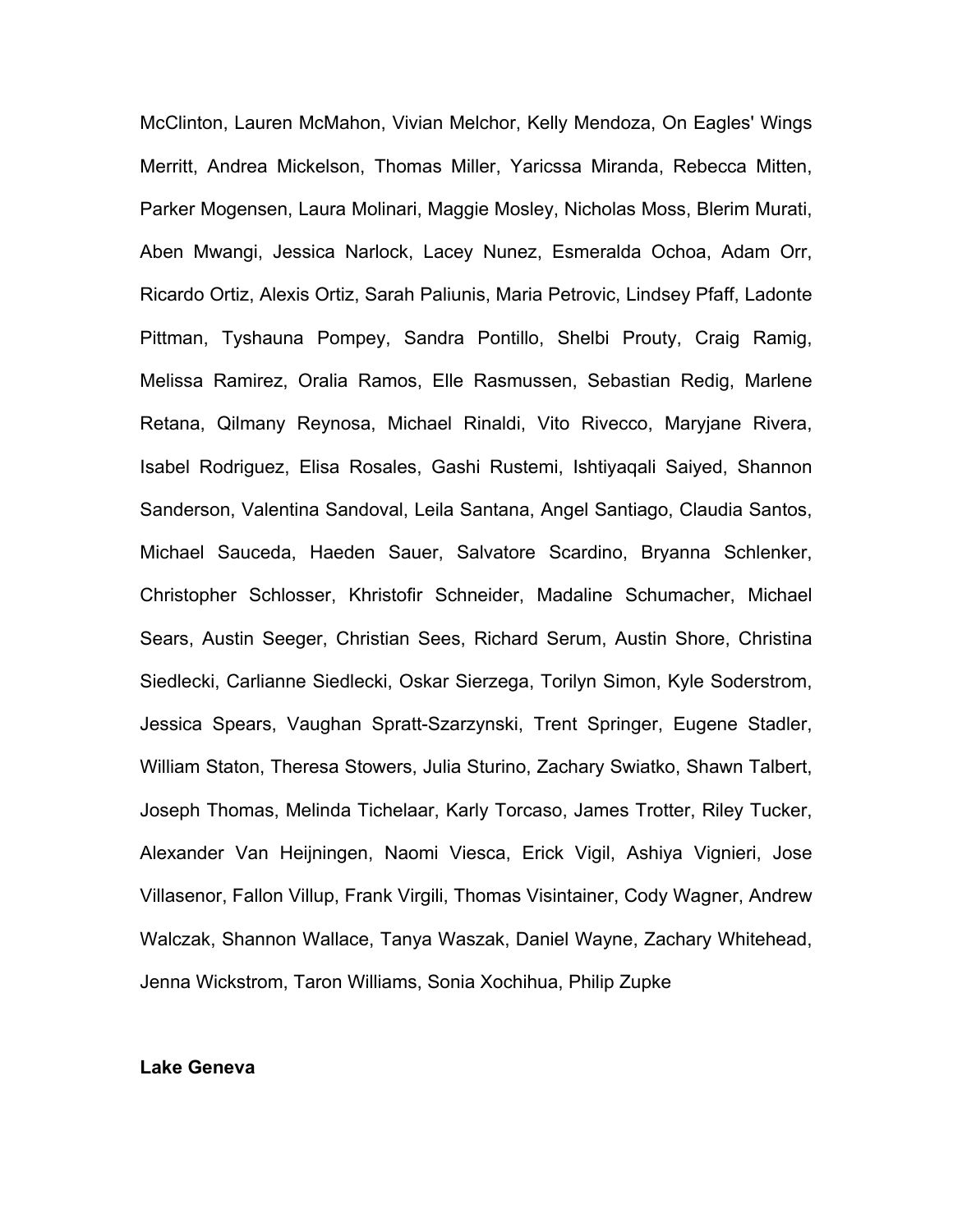McClinton, Lauren McMahon, Vivian Melchor, Kelly Mendoza, On Eagles' Wings Merritt, Andrea Mickelson, Thomas Miller, Yaricssa Miranda, Rebecca Mitten, Parker Mogensen, Laura Molinari, Maggie Mosley, Nicholas Moss, Blerim Murati, Aben Mwangi, Jessica Narlock, Lacey Nunez, Esmeralda Ochoa, Adam Orr, Ricardo Ortiz, Alexis Ortiz, Sarah Paliunis, Maria Petrovic, Lindsey Pfaff, Ladonte Pittman, Tyshauna Pompey, Sandra Pontillo, Shelbi Prouty, Craig Ramig, Melissa Ramirez, Oralia Ramos, Elle Rasmussen, Sebastian Redig, Marlene Retana, Qilmany Reynosa, Michael Rinaldi, Vito Rivecco, Maryjane Rivera, Isabel Rodriguez, Elisa Rosales, Gashi Rustemi, Ishtiyaqali Saiyed, Shannon Sanderson, Valentina Sandoval, Leila Santana, Angel Santiago, Claudia Santos, Michael Sauceda, Haeden Sauer, Salvatore Scardino, Bryanna Schlenker, Christopher Schlosser, Khristofir Schneider, Madaline Schumacher, Michael Sears, Austin Seeger, Christian Sees, Richard Serum, Austin Shore, Christina Siedlecki, Carlianne Siedlecki, Oskar Sierzega, Torilyn Simon, Kyle Soderstrom, Jessica Spears, Vaughan Spratt-Szarzynski, Trent Springer, Eugene Stadler, William Staton, Theresa Stowers, Julia Sturino, Zachary Swiatko, Shawn Talbert, Joseph Thomas, Melinda Tichelaar, Karly Torcaso, James Trotter, Riley Tucker, Alexander Van Heijningen, Naomi Viesca, Erick Vigil, Ashiya Vignieri, Jose Villasenor, Fallon Villup, Frank Virgili, Thomas Visintainer, Cody Wagner, Andrew Walczak, Shannon Wallace, Tanya Waszak, Daniel Wayne, Zachary Whitehead, Jenna Wickstrom, Taron Williams, Sonia Xochihua, Philip Zupke

**Lake Geneva**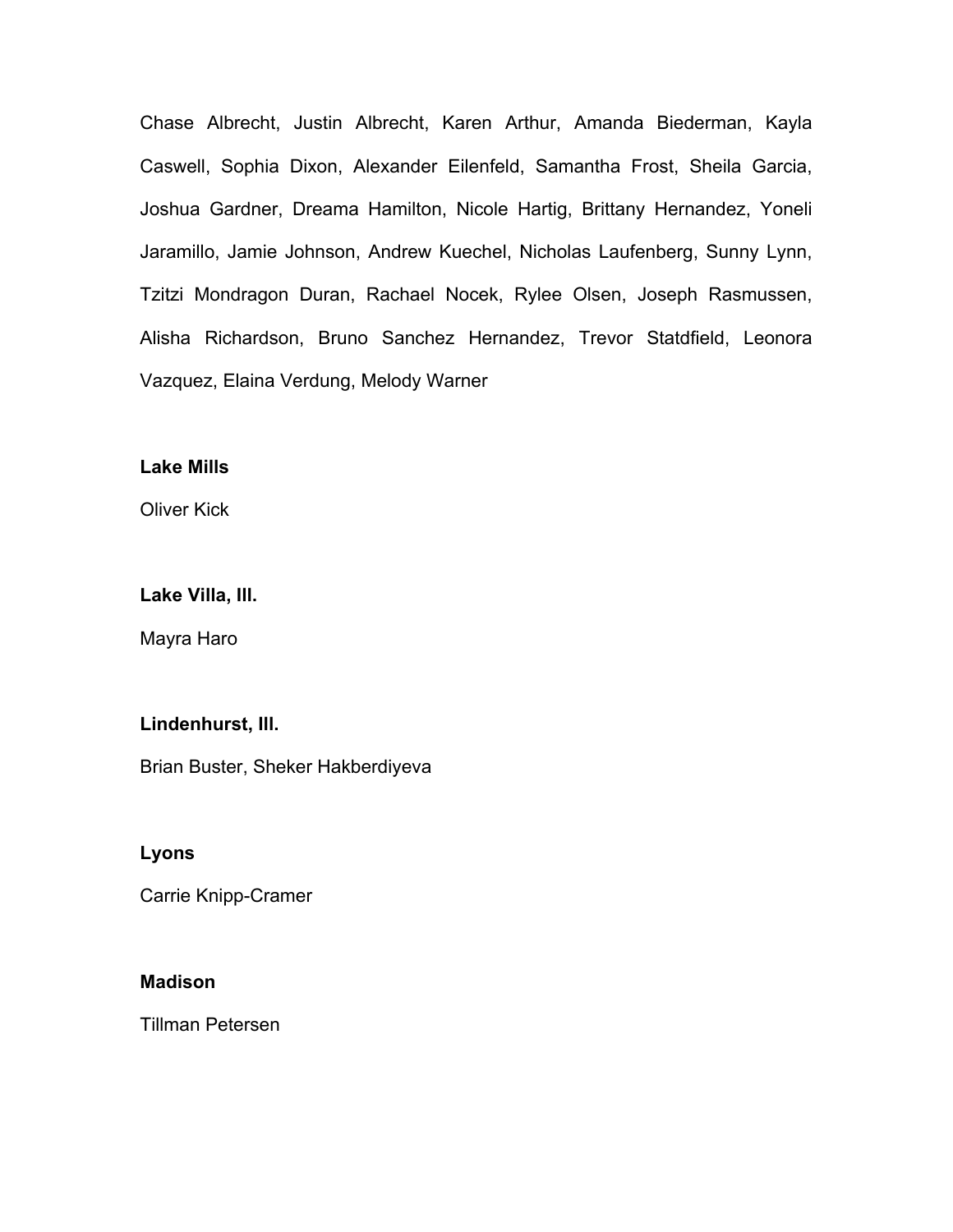Chase Albrecht, Justin Albrecht, Karen Arthur, Amanda Biederman, Kayla Caswell, Sophia Dixon, Alexander Eilenfeld, Samantha Frost, Sheila Garcia, Joshua Gardner, Dreama Hamilton, Nicole Hartig, Brittany Hernandez, Yoneli Jaramillo, Jamie Johnson, Andrew Kuechel, Nicholas Laufenberg, Sunny Lynn, Tzitzi Mondragon Duran, Rachael Nocek, Rylee Olsen, Joseph Rasmussen, Alisha Richardson, Bruno Sanchez Hernandez, Trevor Statdfield, Leonora Vazquez, Elaina Verdung, Melody Warner

**Lake Mills**

Oliver Kick

**Lake Villa, Ill.**

Mayra Haro

**Lindenhurst, Ill.**

Brian Buster, Sheker Hakberdiyeva

**Lyons**

Carrie Knipp-Cramer

**Madison**

Tillman Petersen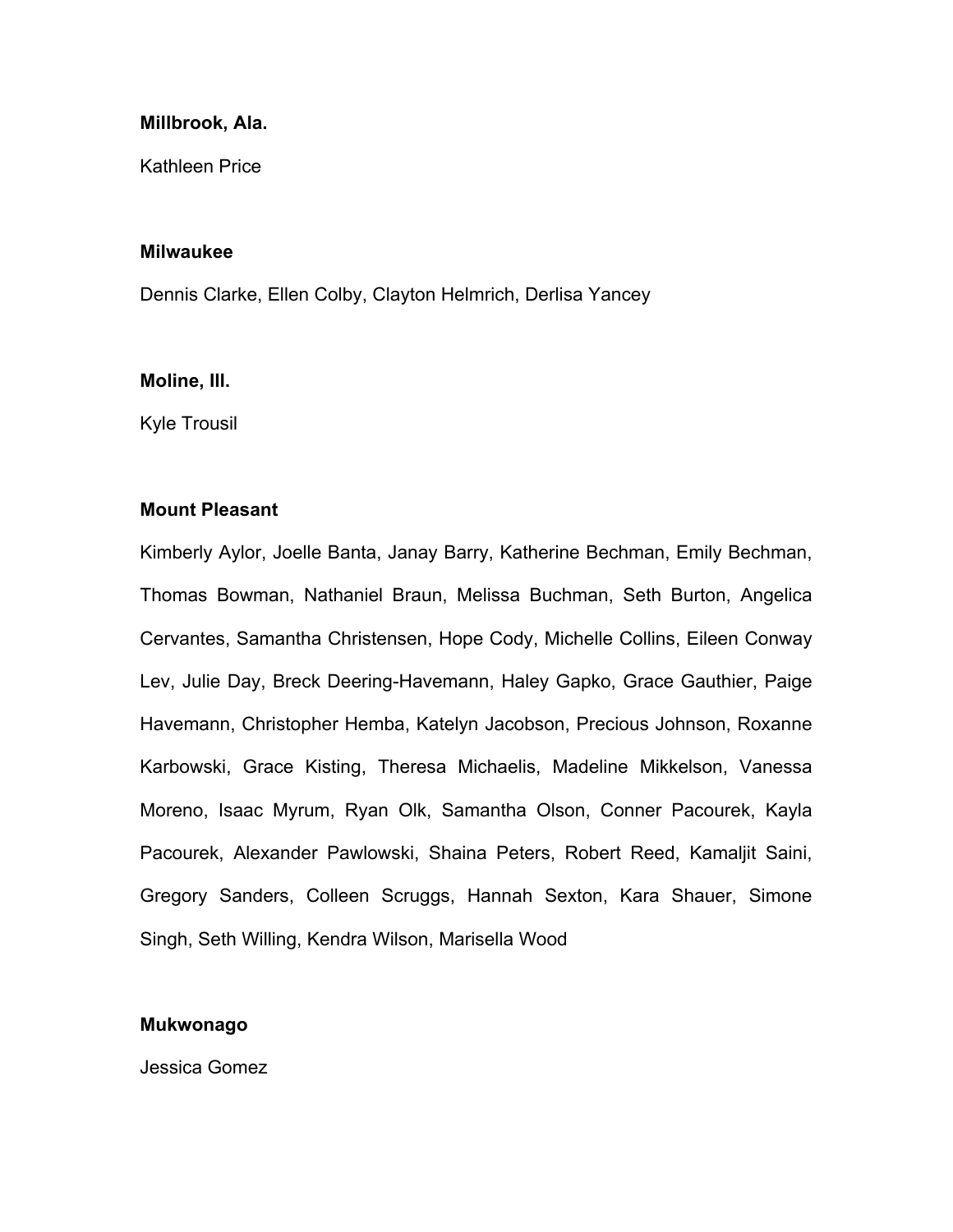**Millbrook, Ala.**

Kathleen Price

**Milwaukee**

Dennis Clarke, Ellen Colby, Clayton Helmrich, Derlisa Yancey

**Moline, Ill.**

Kyle Trousil

**Mount Pleasant**

Kimberly Aylor, Joelle Banta, Janay Barry, Katherine Bechman, Emily Bechman, Thomas Bowman, Nathaniel Braun, Melissa Buchman, Seth Burton, Angelica Cervantes, Samantha Christensen, Hope Cody, Michelle Collins, Eileen Conway Lev, Julie Day, Breck Deering-Havemann, Haley Gapko, Grace Gauthier, Paige Havemann, Christopher Hemba, Katelyn Jacobson, Precious Johnson, Roxanne Karbowski, Grace Kisting, Theresa Michaelis, Madeline Mikkelson, Vanessa Moreno, Isaac Myrum, Ryan Olk, Samantha Olson, Conner Pacourek, Kayla Pacourek, Alexander Pawlowski, Shaina Peters, Robert Reed, Kamaljit Saini, Gregory Sanders, Colleen Scruggs, Hannah Sexton, Kara Shauer, Simone Singh, Seth Willing, Kendra Wilson, Marisella Wood

**Mukwonago**

Jessica Gomez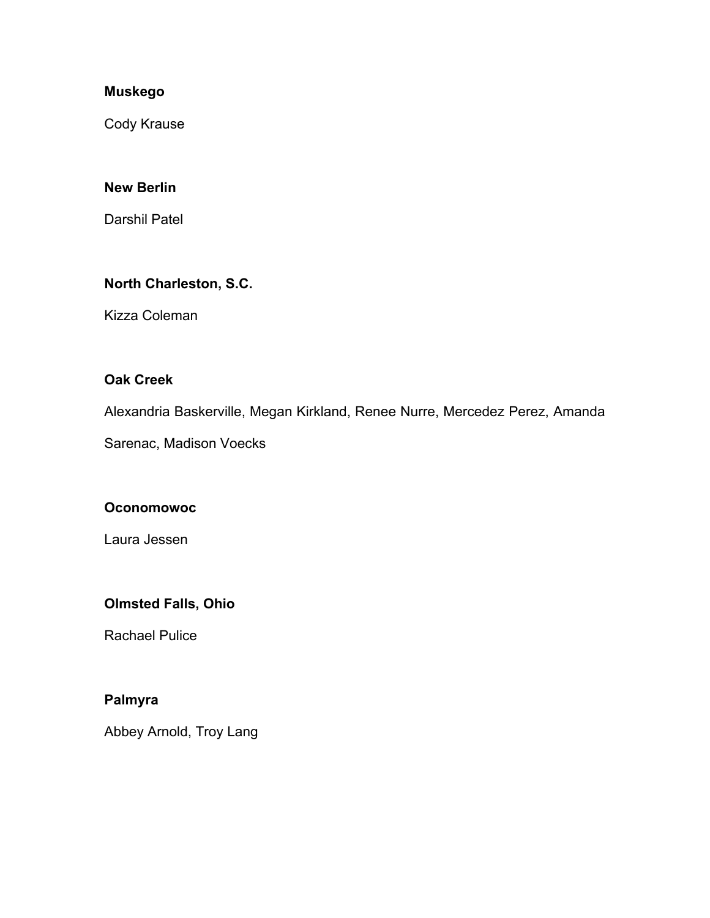**Muskego**

Cody Krause

**New Berlin**

Darshil Patel

**North Charleston, S.C.**

Kizza Coleman

**Oak Creek**

Alexandria Baskerville, Megan Kirkland, Renee Nurre, Mercedez Perez, Amanda Sarenac, Madison Voecks

**Oconomowoc**

Laura Jessen

**Olmsted Falls, Ohio**

Rachael Pulice

**Palmyra**

Abbey Arnold, Troy Lang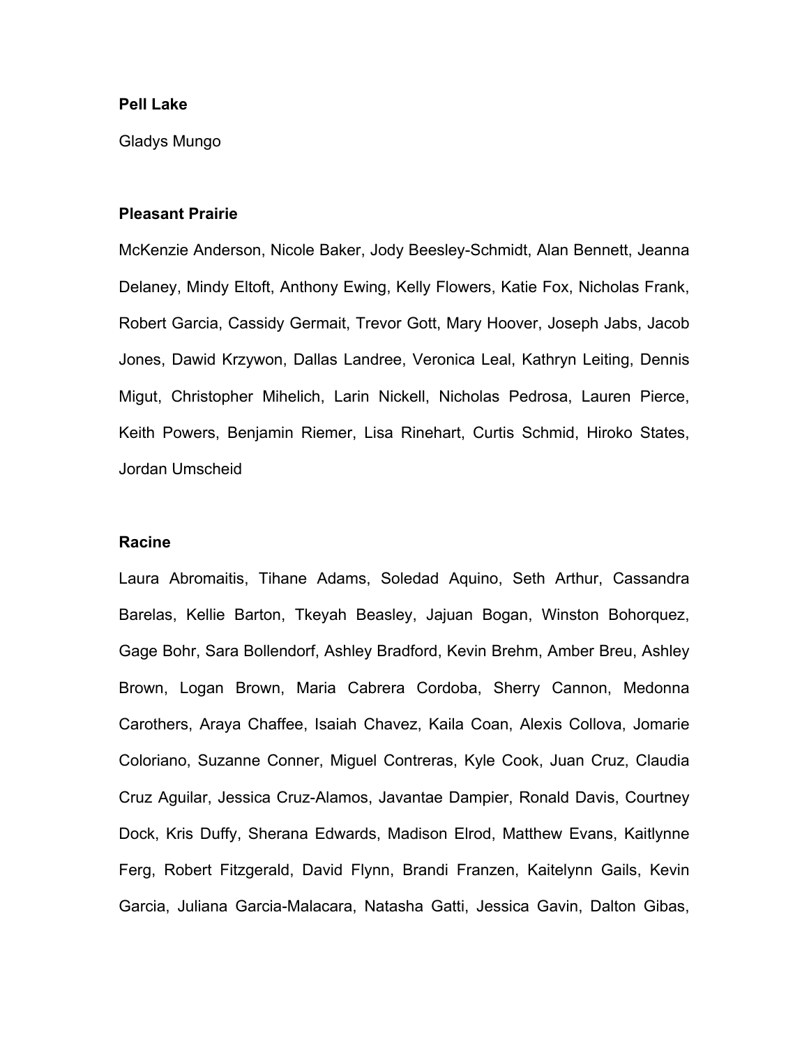**Pell Lake**

Gladys Mungo

**Pleasant Prairie**

McKenzie Anderson, Nicole Baker, Jody Beesley-Schmidt, Alan Bennett, Jeanna Delaney, Mindy Eltoft, Anthony Ewing, Kelly Flowers, Katie Fox, Nicholas Frank, Robert Garcia, Cassidy Germait, Trevor Gott, Mary Hoover, Joseph Jabs, Jacob Jones, Dawid Krzywon, Dallas Landree, Veronica Leal, Kathryn Leiting, Dennis Migut, Christopher Mihelich, Larin Nickell, Nicholas Pedrosa, Lauren Pierce, Keith Powers, Benjamin Riemer, Lisa Rinehart, Curtis Schmid, Hiroko States, Jordan Umscheid

**Racine**

Laura Abromaitis, Tihane Adams, Soledad Aquino, Seth Arthur, Cassandra Barelas, Kellie Barton, Tkeyah Beasley, Jajuan Bogan, Winston Bohorquez, Gage Bohr, Sara Bollendorf, Ashley Bradford, Kevin Brehm, Amber Breu, Ashley Brown, Logan Brown, Maria Cabrera Cordoba, Sherry Cannon, Medonna Carothers, Araya Chaffee, Isaiah Chavez, Kaila Coan, Alexis Collova, Jomarie Coloriano, Suzanne Conner, Miguel Contreras, Kyle Cook, Juan Cruz, Claudia Cruz Aguilar, Jessica Cruz-Alamos, Javantae Dampier, Ronald Davis, Courtney Dock, Kris Duffy, Sherana Edwards, Madison Elrod, Matthew Evans, Kaitlynne Ferg, Robert Fitzgerald, David Flynn, Brandi Franzen, Kaitelynn Gails, Kevin Garcia, Juliana Garcia-Malacara, Natasha Gatti, Jessica Gavin, Dalton Gibas,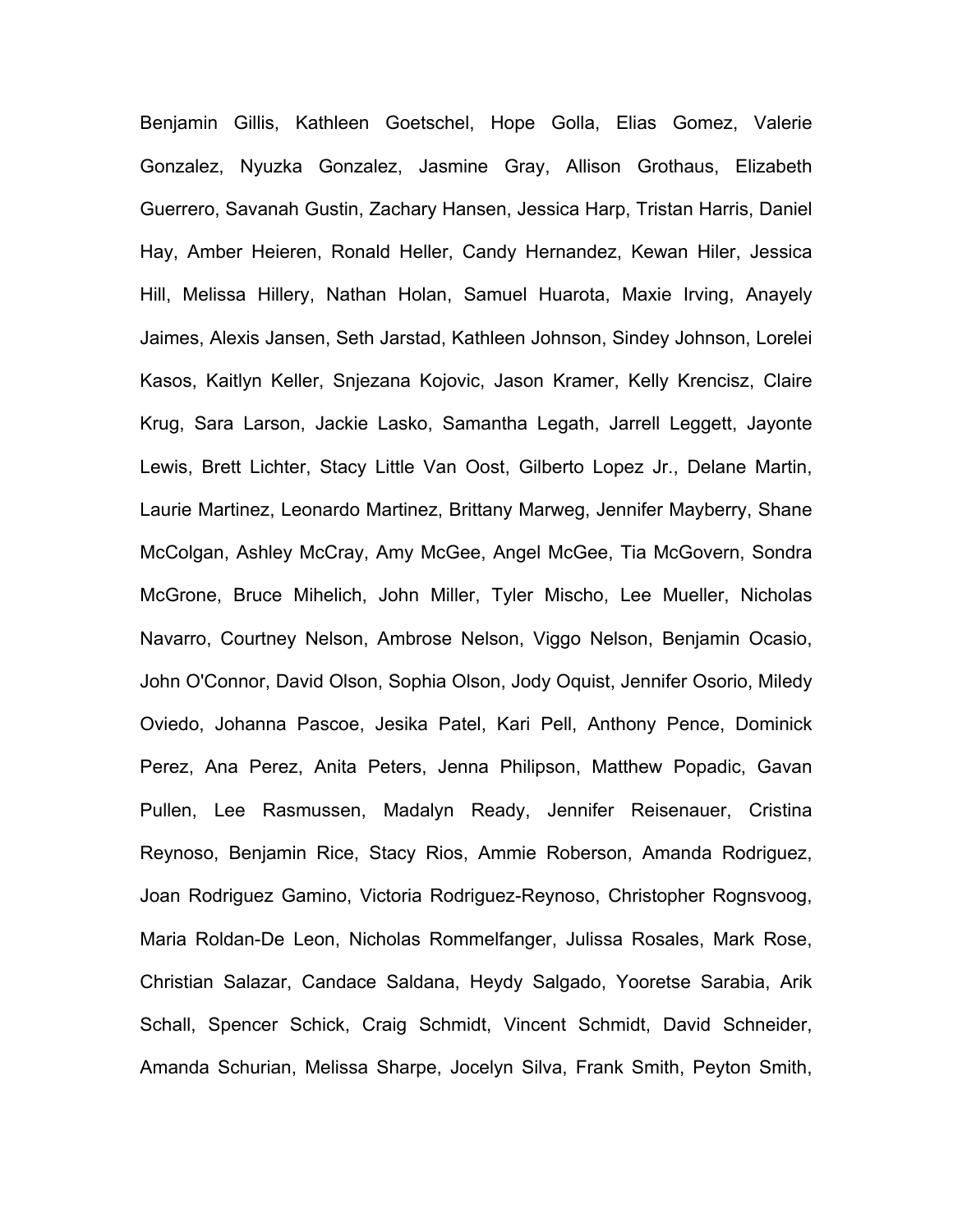Benjamin Gillis, Kathleen Goetschel, Hope Golla, Elias Gomez, Valerie Gonzalez, Nyuzka Gonzalez, Jasmine Gray, Allison Grothaus, Elizabeth Guerrero, Savanah Gustin, Zachary Hansen, Jessica Harp, Tristan Harris, Daniel Hay, Amber Heieren, Ronald Heller, Candy Hernandez, Kewan Hiler, Jessica Hill, Melissa Hillery, Nathan Holan, Samuel Huarota, Maxie Irving, Anayely Jaimes, Alexis Jansen, Seth Jarstad, Kathleen Johnson, Sindey Johnson, Lorelei Kasos, Kaitlyn Keller, Snjezana Kojovic, Jason Kramer, Kelly Krencisz, Claire Krug, Sara Larson, Jackie Lasko, Samantha Legath, Jarrell Leggett, Jayonte Lewis, Brett Lichter, Stacy Little Van Oost, Gilberto Lopez Jr., Delane Martin, Laurie Martinez, Leonardo Martinez, Brittany Marweg, Jennifer Mayberry, Shane McColgan, Ashley McCray, Amy McGee, Angel McGee, Tia McGovern, Sondra McGrone, Bruce Mihelich, John Miller, Tyler Mischo, Lee Mueller, Nicholas Navarro, Courtney Nelson, Ambrose Nelson, Viggo Nelson, Benjamin Ocasio, John O'Connor, David Olson, Sophia Olson, Jody Oquist, Jennifer Osorio, Miledy Oviedo, Johanna Pascoe, Jesika Patel, Kari Pell, Anthony Pence, Dominick Perez, Ana Perez, Anita Peters, Jenna Philipson, Matthew Popadic, Gavan Pullen, Lee Rasmussen, Madalyn Ready, Jennifer Reisenauer, Cristina Reynoso, Benjamin Rice, Stacy Rios, Ammie Roberson, Amanda Rodriguez, Joan Rodriguez Gamino, Victoria Rodriguez-Reynoso, Christopher Rognsvoog, Maria Roldan-De Leon, Nicholas Rommelfanger, Julissa Rosales, Mark Rose, Christian Salazar, Candace Saldana, Heydy Salgado, Yooretse Sarabia, Arik Schall, Spencer Schick, Craig Schmidt, Vincent Schmidt, David Schneider, Amanda Schurian, Melissa Sharpe, Jocelyn Silva, Frank Smith, Peyton Smith,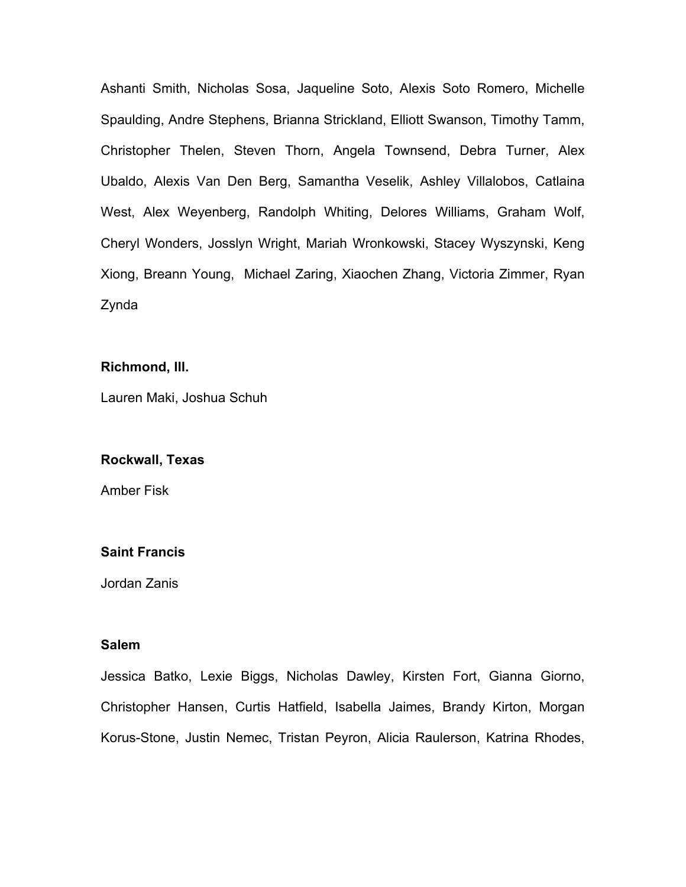Ashanti Smith, Nicholas Sosa, Jaqueline Soto, Alexis Soto Romero, Michelle Spaulding, Andre Stephens, Brianna Strickland, Elliott Swanson, Timothy Tamm, Christopher Thelen, Steven Thorn, Angela Townsend, Debra Turner, Alex Ubaldo, Alexis Van Den Berg, Samantha Veselik, Ashley Villalobos, Catlaina West, Alex Weyenberg, Randolph Whiting, Delores Williams, Graham Wolf, Cheryl Wonders, Josslyn Wright, Mariah Wronkowski, Stacey Wyszynski, Keng Xiong, Breann Young, Michael Zaring, Xiaochen Zhang, Victoria Zimmer, Ryan Zynda

**Richmond, Ill.**

Lauren Maki, Joshua Schuh

**Rockwall, Texas**

Amber Fisk

**Saint Francis**

Jordan Zanis

**Salem**

Jessica Batko, Lexie Biggs, Nicholas Dawley, Kirsten Fort, Gianna Giorno, Christopher Hansen, Curtis Hatfield, Isabella Jaimes, Brandy Kirton, Morgan Korus-Stone, Justin Nemec, Tristan Peyron, Alicia Raulerson, Katrina Rhodes,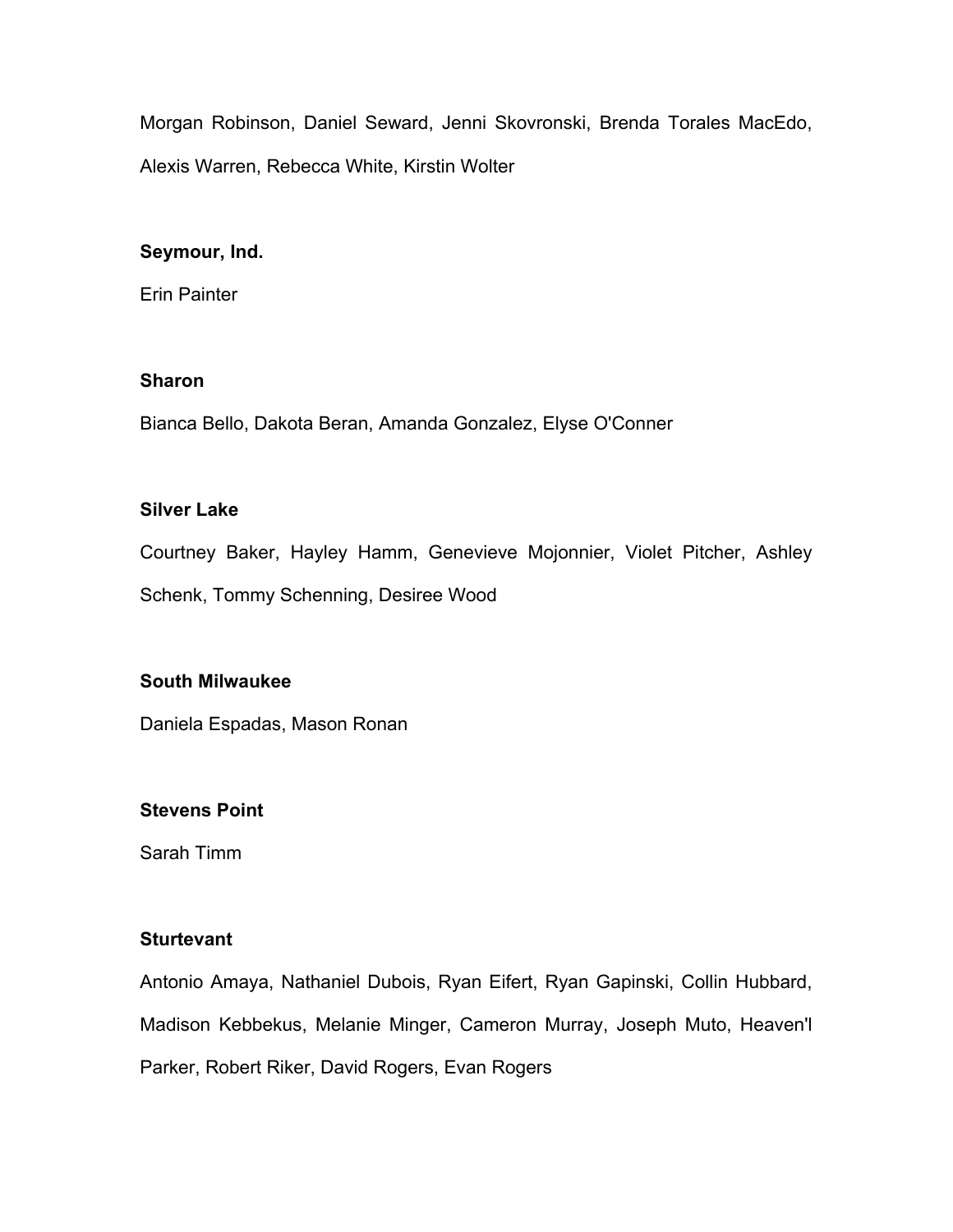Morgan Robinson, Daniel Seward, Jenni Skovronski, Brenda Torales MacEdo, Alexis Warren, Rebecca White, Kirstin Wolter

**Seymour, Ind.**

Erin Painter

**Sharon**

Bianca Bello, Dakota Beran, Amanda Gonzalez, Elyse O'Conner

**Silver Lake**

Courtney Baker, Hayley Hamm, Genevieve Mojonnier, Violet Pitcher, Ashley Schenk, Tommy Schenning, Desiree Wood

**South Milwaukee**

Daniela Espadas, Mason Ronan

**Stevens Point**

Sarah Timm

**Sturtevant**

Antonio Amaya, Nathaniel Dubois, Ryan Eifert, Ryan Gapinski, Collin Hubbard, Madison Kebbekus, Melanie Minger, Cameron Murray, Joseph Muto, Heaven'l Parker, Robert Riker, David Rogers, Evan Rogers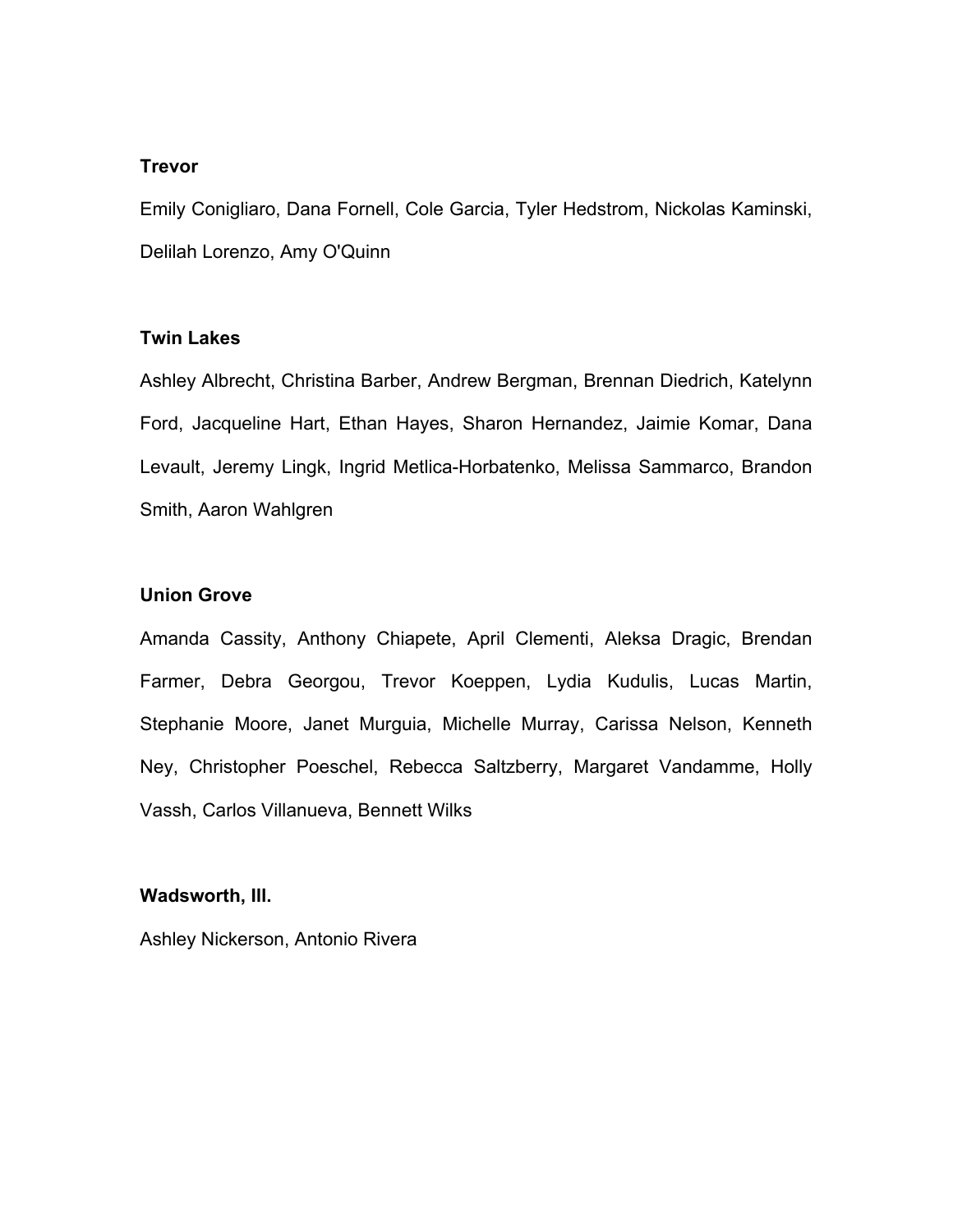**Trevor**

Emily Conigliaro, Dana Fornell, Cole Garcia, Tyler Hedstrom, Nickolas Kaminski, Delilah Lorenzo, Amy O'Quinn

**Twin Lakes**

Ashley Albrecht, Christina Barber, Andrew Bergman, Brennan Diedrich, Katelynn Ford, Jacqueline Hart, Ethan Hayes, Sharon Hernandez, Jaimie Komar, Dana Levault, Jeremy Lingk, Ingrid Metlica-Horbatenko, Melissa Sammarco, Brandon Smith, Aaron Wahlgren

**Union Grove**

Amanda Cassity, Anthony Chiapete, April Clementi, Aleksa Dragic, Brendan Farmer, Debra Georgou, Trevor Koeppen, Lydia Kudulis, Lucas Martin, Stephanie Moore, Janet Murguia, Michelle Murray, Carissa Nelson, Kenneth Ney, Christopher Poeschel, Rebecca Saltzberry, Margaret Vandamme, Holly Vassh, Carlos Villanueva, Bennett Wilks

**Wadsworth, Ill.**

Ashley Nickerson, Antonio Rivera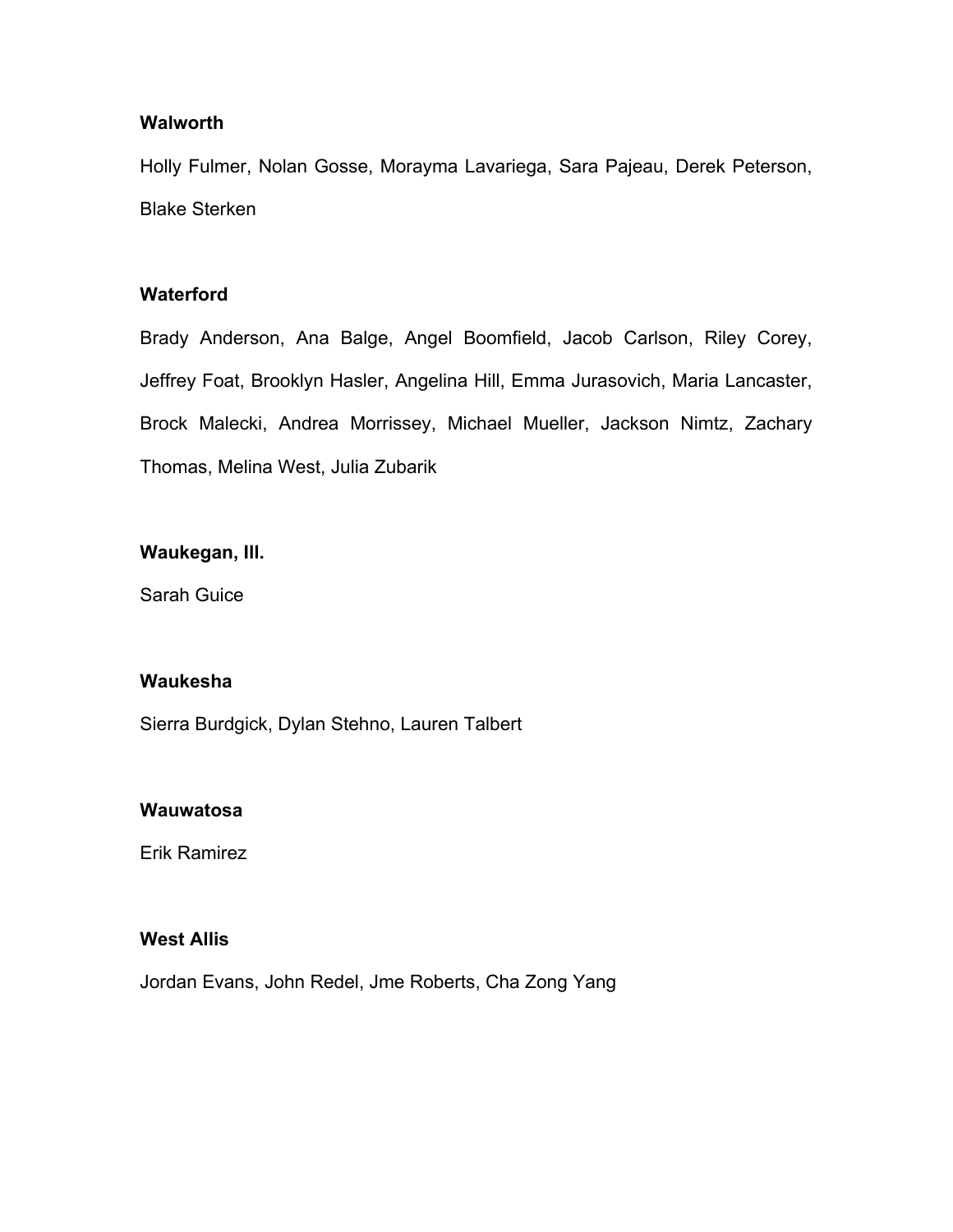**Walworth**

Holly Fulmer, Nolan Gosse, Morayma Lavariega, Sara Pajeau, Derek Peterson, Blake Sterken

**Waterford**

Brady Anderson, Ana Balge, Angel Boomfield, Jacob Carlson, Riley Corey, Jeffrey Foat, Brooklyn Hasler, Angelina Hill, Emma Jurasovich, Maria Lancaster, Brock Malecki, Andrea Morrissey, Michael Mueller, Jackson Nimtz, Zachary Thomas, Melina West, Julia Zubarik

**Waukegan, Ill.**

Sarah Guice

**Waukesha**

Sierra Burdgick, Dylan Stehno, Lauren Talbert

**Wauwatosa**

Erik Ramirez

**West Allis**

Jordan Evans, John Redel, Jme Roberts, Cha Zong Yang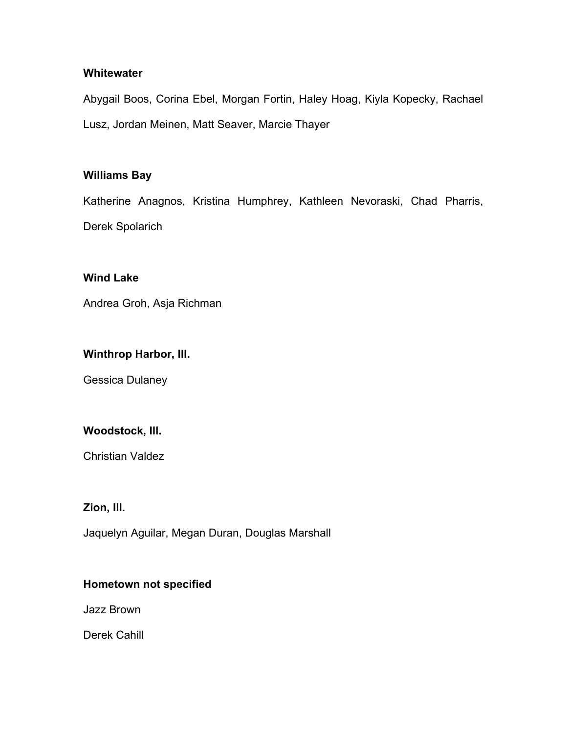**Whitewater**

Abygail Boos, Corina Ebel, Morgan Fortin, Haley Hoag, Kiyla Kopecky, Rachael Lusz, Jordan Meinen, Matt Seaver, Marcie Thayer

**Williams Bay**

Katherine Anagnos, Kristina Humphrey, Kathleen Nevoraski, Chad Pharris, Derek Spolarich

**Wind Lake**

Andrea Groh, Asja Richman

**Winthrop Harbor, Ill.**

Gessica Dulaney

**Woodstock, Ill.**

Christian Valdez

**Zion, Ill.**

Jaquelyn Aguilar, Megan Duran, Douglas Marshall

**Hometown not specified**

Jazz Brown

Derek Cahill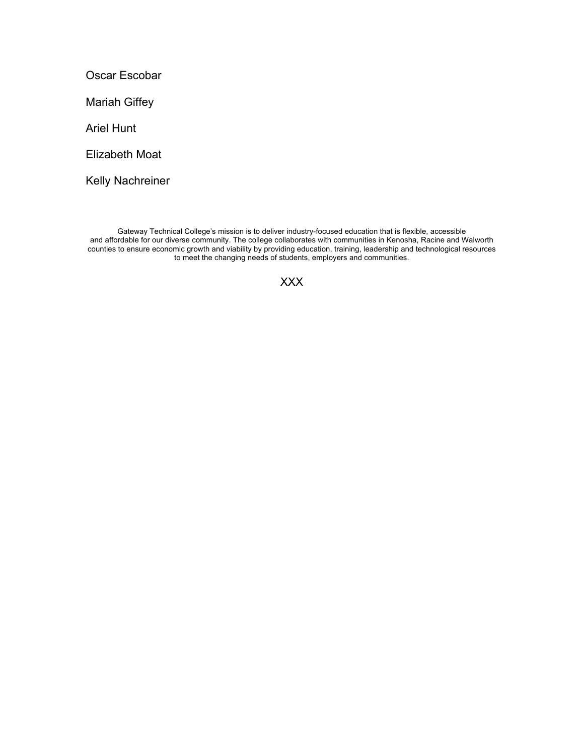Oscar Escobar

Mariah Giffey

Ariel Hunt

Elizabeth Moat

Kelly Nachreiner

Gateway Technical College's mission is to deliver industry-focused education that is flexible, accessible and affordable for our diverse community. The college collaborates with communities in Kenosha, Racine and Walworth counties to ensure economic growth and viability by providing education, training, leadership and technological resources to meet the changing needs of students, employers and communities.

XXX